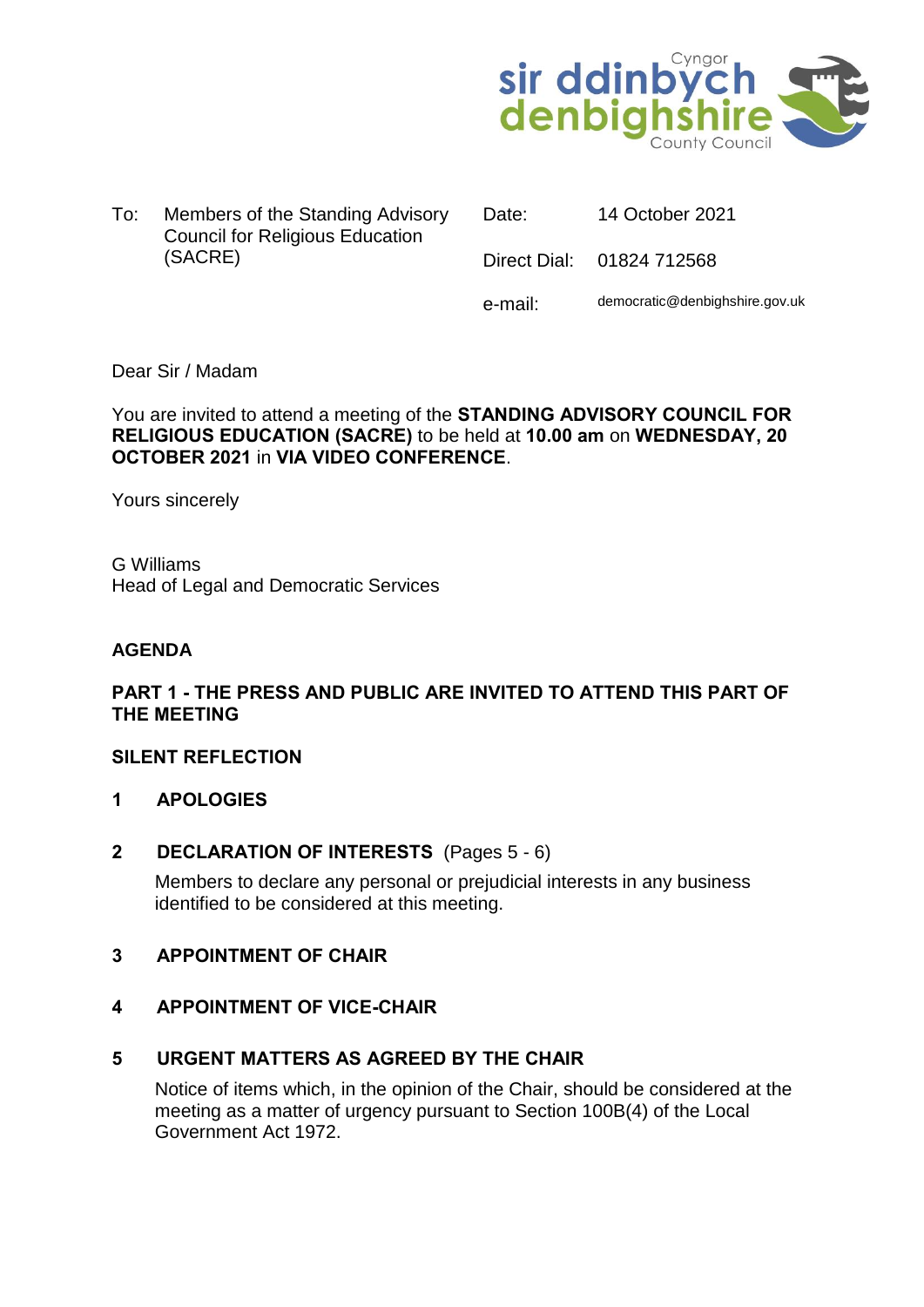Cyngor sir ddinbych denbighshire County Council

| To: | Members of the Standing Advisory Council for Religious Education (SACRE) | Date: | 14 October 2021 |
|---|---|---|---|
| | | Direct Dial: | 01824 712568 |
| | | e-mail: | democratic@denbighshire.gov.uk |

Dear Sir / Madam

You are invited to attend a meeting of the **STANDING ADVISORY COUNCIL FOR RELIGIOUS EDUCATION (SACRE)** to be held at **10.00 am** on **WEDNESDAY, 20 OCTOBER 2021** in **VIA VIDEO CONFERENCE**.

Yours sincerely

G Williams
Head of Legal and Democratic Services

## AGENDA

### PART 1 - THE PRESS AND PUBLIC ARE INVITED TO ATTEND THIS PART OF THE MEETING

**SILENT REFLECTION**

**1 APOLOGIES**

**2 DECLARATION OF INTERESTS** (Pages 5 - 6)

Members to declare any personal or prejudicial interests in any business identified to be considered at this meeting.

**3 APPOINTMENT OF CHAIR**

**4 APPOINTMENT OF VICE-CHAIR**

**5 URGENT MATTERS AS AGREED BY THE CHAIR**

Notice of items which, in the opinion of the Chair, should be considered at the meeting as a matter of urgency pursuant to Section 100B(4) of the Local Government Act 1972.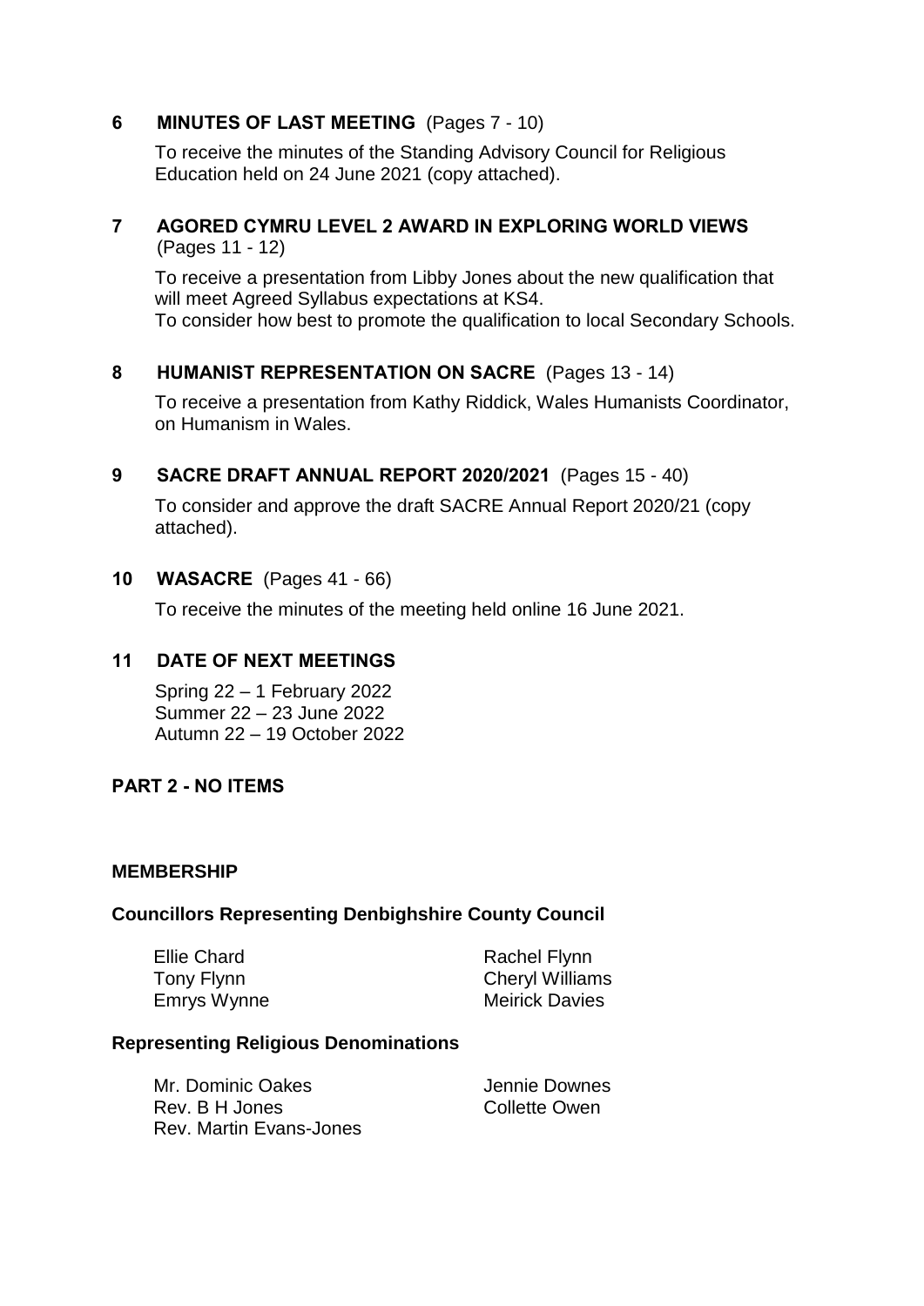**6 MINUTES OF LAST MEETING** (Pages 7 - 10)

To receive the minutes of the Standing Advisory Council for Religious Education held on 24 June 2021 (copy attached).

**7 AGORED CYMRU LEVEL 2 AWARD IN EXPLORING WORLD VIEWS** (Pages 11 - 12)

To receive a presentation from Libby Jones about the new qualification that will meet Agreed Syllabus expectations at KS4.
To consider how best to promote the qualification to local Secondary Schools.

**8 HUMANIST REPRESENTATION ON SACRE** (Pages 13 - 14)

To receive a presentation from Kathy Riddick, Wales Humanists Coordinator, on Humanism in Wales.

**9 SACRE DRAFT ANNUAL REPORT 2020/2021** (Pages 15 - 40)

To consider and approve the draft SACRE Annual Report 2020/21 (copy attached).

**10 WASACRE** (Pages 41 - 66)

To receive the minutes of the meeting held online 16 June 2021.

**11 DATE OF NEXT MEETINGS**

Spring 22 – 1 February 2022
Summer 22 – 23 June 2022
Autumn 22 – 19 October 2022

**PART 2 - NO ITEMS**

**MEMBERSHIP**

**Councillors Representing Denbighshire County Council**

Ellie Chard
Tony Flynn
Emrys Wynne
Rachel Flynn
Cheryl Williams
Meirick Davies

**Representing Religious Denominations**

Mr. Dominic Oakes
Rev. B H Jones
Rev. Martin Evans-Jones
Jennie Downes
Collette Owen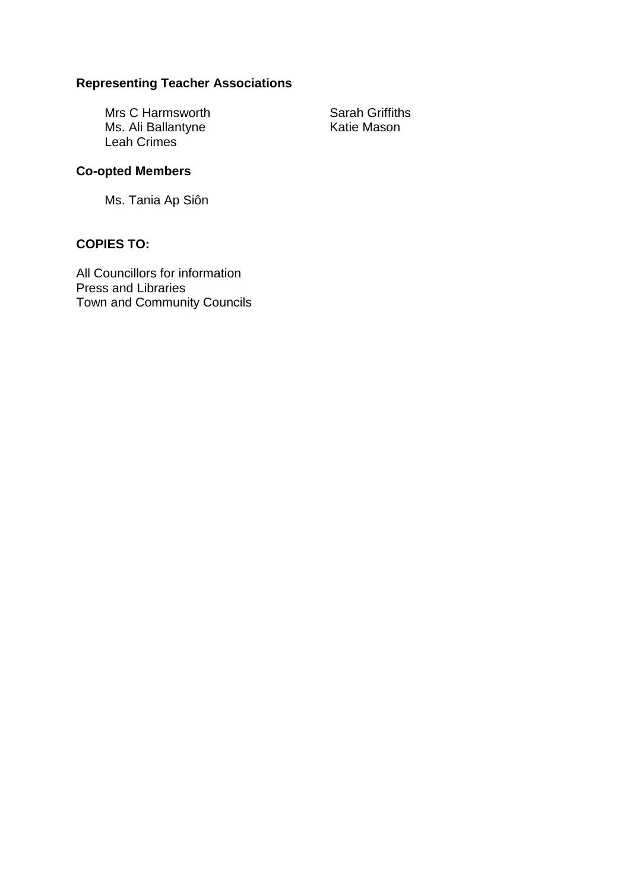**Representing Teacher Associations**

Mrs C Harmsworth
Ms. Ali Ballantyne
Leah Crimes
Sarah Griffiths
Katie Mason

**Co-opted Members**

Ms. Tania Ap Siôn

**COPIES TO:**

All Councillors for information
Press and Libraries
Town and Community Councils